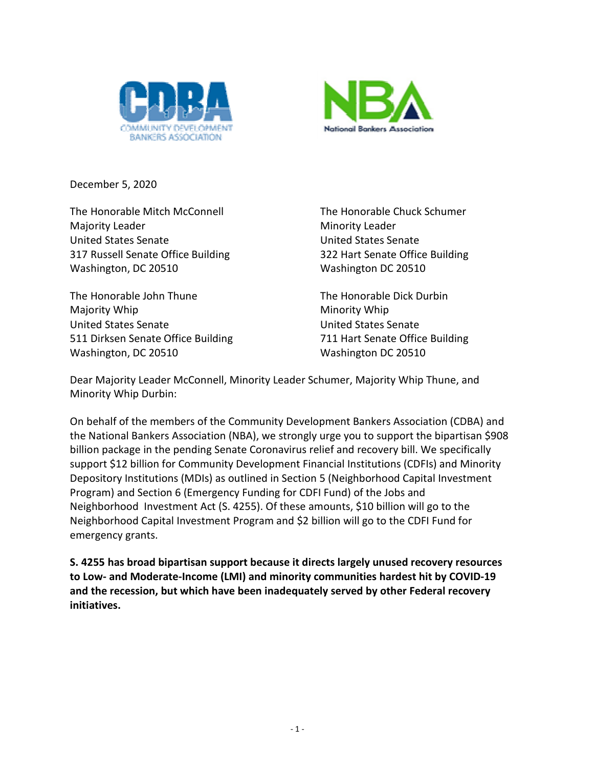COMMUNITY DEVELOPMENT BANKERS ASSOCIATION

National Bankers Association

December 5, 2020

The Honorable Mitch McConnell
Majority Leader
United States Senate
317 Russell Senate Office Building
Washington, DC 20510

The Honorable Chuck Schumer
Minority Leader
United States Senate
322 Hart Senate Office Building
Washington DC 20510

The Honorable John Thune
Majority Whip
United States Senate
511 Dirksen Senate Office Building
Washington, DC 20510

The Honorable Dick Durbin
Minority Whip
United States Senate
711 Hart Senate Office Building
Washington DC 20510

Dear Majority Leader McConnell, Minority Leader Schumer, Majority Whip Thune, and Minority Whip Durbin:

On behalf of the members of the Community Development Bankers Association (CDBA) and the National Bankers Association (NBA), we strongly urge you to support the bipartisan $908 billion package in the pending Senate Coronavirus relief and recovery bill. We specifically support $12 billion for Community Development Financial Institutions (CDFIs) and Minority Depository Institutions (MDIs) as outlined in Section 5 (Neighborhood Capital Investment Program) and Section 6 (Emergency Funding for CDFI Fund) of the Jobs and Neighborhood Investment Act (S. 4255). Of these amounts, $10 billion will go to the Neighborhood Capital Investment Program and $2 billion will go to the CDFI Fund for emergency grants.

**S. 4255 has broad bipartisan support because it directs largely unused recovery resources to Low- and Moderate-Income (LMI) and minority communities hardest hit by COVID-19 and the recession, but which have been inadequately served by other Federal recovery initiatives.**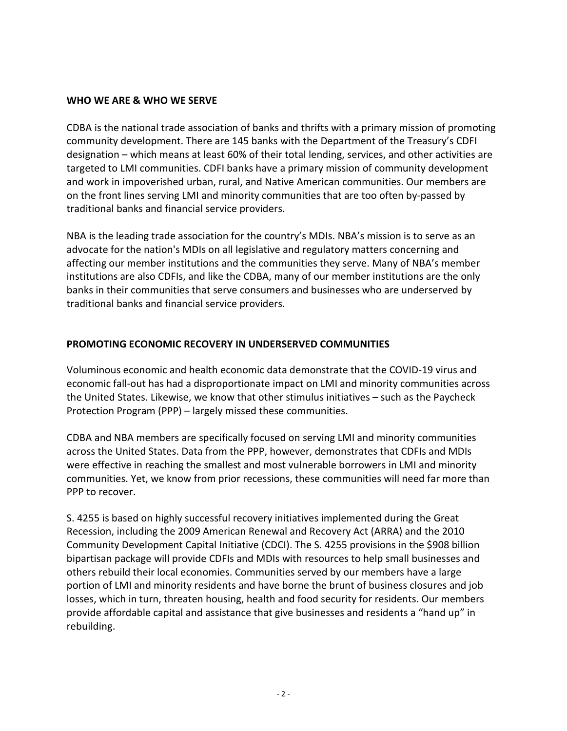## WHO WE ARE & WHO WE SERVE

CDBA is the national trade association of banks and thrifts with a primary mission of promoting community development. There are 145 banks with the Department of the Treasury's CDFI designation – which means at least 60% of their total lending, services, and other activities are targeted to LMI communities. CDFI banks have a primary mission of community development and work in impoverished urban, rural, and Native American communities. Our members are on the front lines serving LMI and minority communities that are too often by-passed by traditional banks and financial service providers.

NBA is the leading trade association for the country's MDIs. NBA's mission is to serve as an advocate for the nation's MDIs on all legislative and regulatory matters concerning and affecting our member institutions and the communities they serve. Many of NBA's member institutions are also CDFIs, and like the CDBA, many of our member institutions are the only banks in their communities that serve consumers and businesses who are underserved by traditional banks and financial service providers.

## PROMOTING ECONOMIC RECOVERY IN UNDERSERVED COMMUNITIES

Voluminous economic and health economic data demonstrate that the COVID-19 virus and economic fall-out has had a disproportionate impact on LMI and minority communities across the United States. Likewise, we know that other stimulus initiatives – such as the Paycheck Protection Program (PPP) – largely missed these communities.

CDBA and NBA members are specifically focused on serving LMI and minority communities across the United States. Data from the PPP, however, demonstrates that CDFIs and MDIs were effective in reaching the smallest and most vulnerable borrowers in LMI and minority communities. Yet, we know from prior recessions, these communities will need far more than PPP to recover.

S. 4255 is based on highly successful recovery initiatives implemented during the Great Recession, including the 2009 American Renewal and Recovery Act (ARRA) and the 2010 Community Development Capital Initiative (CDCI). The S. 4255 provisions in the $908 billion bipartisan package will provide CDFIs and MDIs with resources to help small businesses and others rebuild their local economies. Communities served by our members have a large portion of LMI and minority residents and have borne the brunt of business closures and job losses, which in turn, threaten housing, health and food security for residents. Our members provide affordable capital and assistance that give businesses and residents a "hand up" in rebuilding.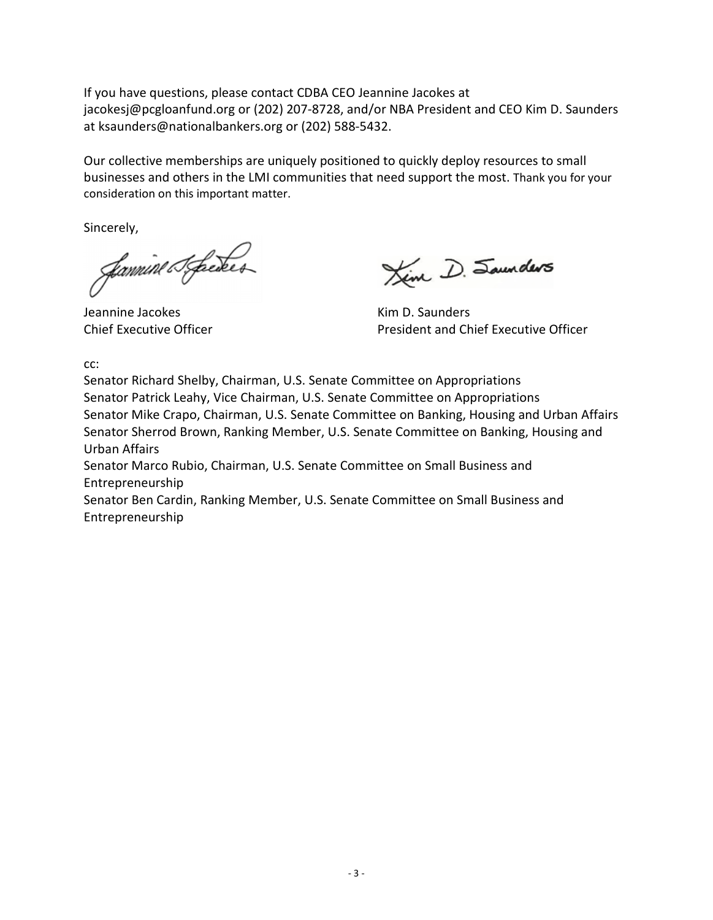If you have questions, please contact CDBA CEO Jeannine Jacokes at jacokesj@pcgloanfund.org or (202) 207-8728, and/or NBA President and CEO Kim D. Saunders at ksaunders@nationalbankers.org or (202) 588-5432.

Our collective memberships are uniquely positioned to quickly deploy resources to small businesses and others in the LMI communities that need support the most. Thank you for your consideration on this important matter.

Sincerely,

Jeannine Jacokes
Chief Executive Officer

Kim D. Saunders
President and Chief Executive Officer

cc:
Senator Richard Shelby, Chairman, U.S. Senate Committee on Appropriations
Senator Patrick Leahy, Vice Chairman, U.S. Senate Committee on Appropriations
Senator Mike Crapo, Chairman, U.S. Senate Committee on Banking, Housing and Urban Affairs
Senator Sherrod Brown, Ranking Member, U.S. Senate Committee on Banking, Housing and Urban Affairs
Senator Marco Rubio, Chairman, U.S. Senate Committee on Small Business and Entrepreneurship
Senator Ben Cardin, Ranking Member, U.S. Senate Committee on Small Business and Entrepreneurship